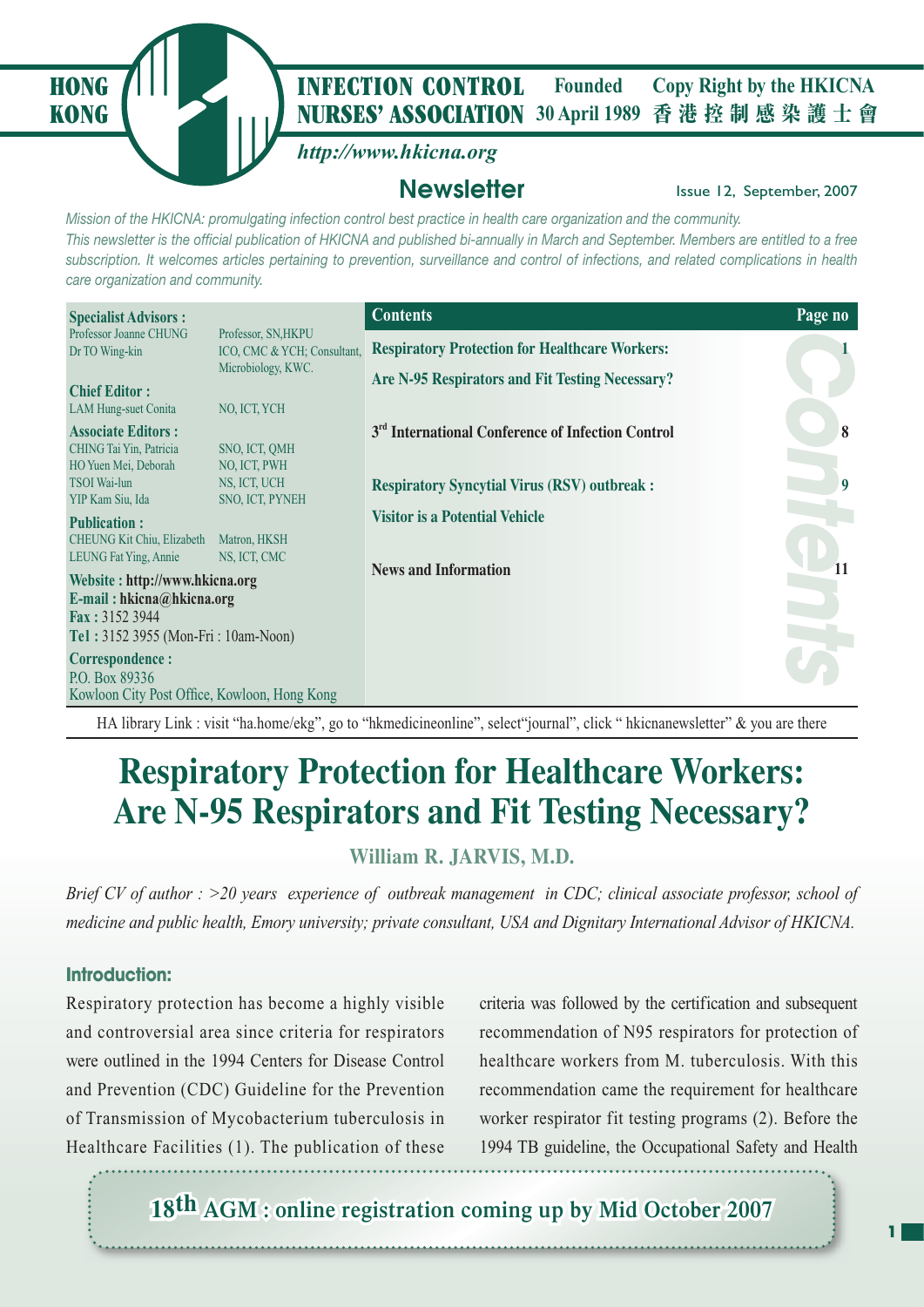HONG KONG INFECTION CONTROL NURSES' ASSOCIATION

Founded 30 April 1989

Copy Right by the HKICNA 香港控制感染護士會

*http://www.hkicna.org*

# Newsletter

Issue 12, September, 2007

*Mission of the HKICNA: promulgating infection control best practice in health care organization and the community.*

*This newsletter is the official publication of HKICNA and published bi-annually in March and September. Members are entitled to a free subscription. It welcomes articles pertaining to prevention, surveillance and control of infections, and related complications in health care organization and community.*

**Specialist Advisors :**

| | |
|---|---|
| Professor Joanne CHUNG | Professor, SN,HKPU |
| Dr TO Wing-kin | ICO, CMC & YCH; Consultant, Microbiology, KWC. |

**Chief Editor :**

| | |
|---|---|
| LAM Hung-suet Conita | NO, ICT, YCH |

**Associate Editors :**

| | |
|---|---|
| CHING Tai Yin, Patricia | SNO, ICT, QMH |
| HO Yuen Mei, Deborah | NO, ICT, PWH |
| TSOI Wai-lun | NS, ICT, UCH |
| YIP Kam Siu, Ida | SNO, ICT, PYNEH |

**Publication :**

| | |
|---|---|
| CHEUNG Kit Chiu, Elizabeth | Matron, HKSH |
| LEUNG Fat Ying, Annie | NS, ICT, CMC |

**Website : http://www.hkicna.org**
**E-mail : hkicna@hkicna.org**
**Fax :** 3152 3944
**Tel :** 3152 3955 (Mon-Fri : 10am-Noon)

**Correspondence :**
P.O. Box 89336
Kowloon City Post Office, Kowloon, Hong Kong

| Contents | Page no |
|---|---|
| Respiratory Protection for Healthcare Workers: Are N-95 Respirators and Fit Testing Necessary? | 1 |
| 3rd International Conference of Infection Control | 8 |
| Respiratory Syncytial Virus (RSV) outbreak : Visitor is a Potential Vehicle | 9 |
| News and Information | 11 |

HA library Link : visit "ha.home/ekg", go to "hkmedicineonline", select"journal", click " hkicnanewsletter" & you are there

# Respiratory Protection for Healthcare Workers: Are N-95 Respirators and Fit Testing Necessary?

**William R. JARVIS, M.D.**

*Brief CV of author : >20 years experience of outbreak management in CDC; clinical associate professor, school of medicine and public health, Emory university; private consultant, USA and Dignitary International Advisor of HKICNA.*

### Introduction:

Respiratory protection has become a highly visible and controversial area since criteria for respirators were outlined in the 1994 Centers for Disease Control and Prevention (CDC) Guideline for the Prevention of Transmission of Mycobacterium tuberculosis in Healthcare Facilities (1). The publication of these criteria was followed by the certification and subsequent recommendation of N95 respirators for protection of healthcare workers from M. tuberculosis. With this recommendation came the requirement for healthcare worker respirator fit testing programs (2). Before the 1994 TB guideline, the Occupational Safety and Health

**18th AGM : online registration coming up by Mid October 2007**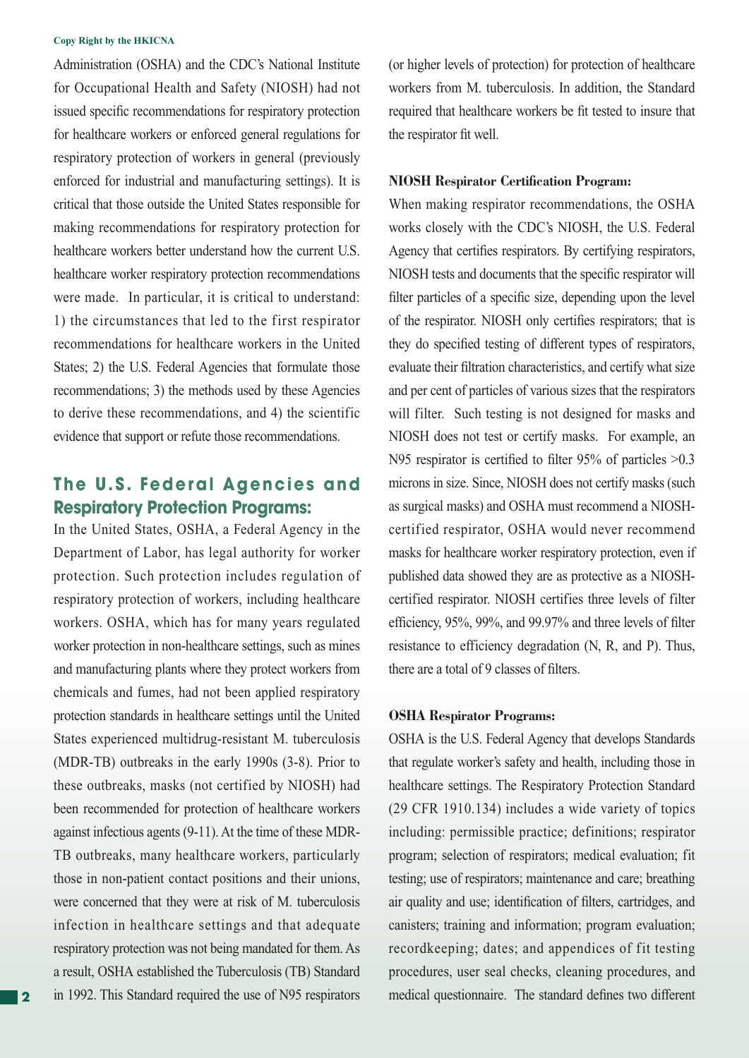Administration (OSHA) and the CDC's National Institute for Occupational Health and Safety (NIOSH) had not issued specific recommendations for respiratory protection for healthcare workers or enforced general regulations for respiratory protection of workers in general (previously enforced for industrial and manufacturing settings). It is critical that those outside the United States responsible for making recommendations for respiratory protection for healthcare workers better understand how the current U.S. healthcare worker respiratory protection recommendations were made. In particular, it is critical to understand: 1) the circumstances that led to the first respirator recommendations for healthcare workers in the United States; 2) the U.S. Federal Agencies that formulate those recommendations; 3) the methods used by these Agencies to derive these recommendations, and 4) the scientific evidence that support or refute those recommendations.

## The U.S. Federal Agencies and Respiratory Protection Programs:

In the United States, OSHA, a Federal Agency in the Department of Labor, has legal authority for worker protection. Such protection includes regulation of respiratory protection of workers, including healthcare workers. OSHA, which has for many years regulated worker protection in non-healthcare settings, such as mines and manufacturing plants where they protect workers from chemicals and fumes, had not been applied respiratory protection standards in healthcare settings until the United States experienced multidrug-resistant M. tuberculosis (MDR-TB) outbreaks in the early 1990s (3-8). Prior to these outbreaks, masks (not certified by NIOSH) had been recommended for protection of healthcare workers against infectious agents (9-11). At the time of these MDR-TB outbreaks, many healthcare workers, particularly those in non-patient contact positions and their unions, were concerned that they were at risk of M. tuberculosis infection in healthcare settings and that adequate respiratory protection was not being mandated for them. As a result, OSHA established the Tuberculosis (TB) Standard in 1992. This Standard required the use of N95 respirators (or higher levels of protection) for protection of healthcare workers from M. tuberculosis. In addition, the Standard required that healthcare workers be fit tested to insure that the respirator fit well.

### NIOSH Respirator Certification Program:

When making respirator recommendations, the OSHA works closely with the CDC's NIOSH, the U.S. Federal Agency that certifies respirators. By certifying respirators, NIOSH tests and documents that the specific respirator will filter particles of a specific size, depending upon the level of the respirator. NIOSH only certifies respirators; that is they do specified testing of different types of respirators, evaluate their filtration characteristics, and certify what size and per cent of particles of various sizes that the respirators will filter. Such testing is not designed for masks and NIOSH does not test or certify masks. For example, an N95 respirator is certified to filter 95% of particles >0.3 microns in size. Since, NIOSH does not certify masks (such as surgical masks) and OSHA must recommend a NIOSH-certified respirator, OSHA would never recommend masks for healthcare worker respiratory protection, even if published data showed they are as protective as a NIOSH-certified respirator. NIOSH certifies three levels of filter efficiency, 95%, 99%, and 99.97% and three levels of filter resistance to efficiency degradation (N, R, and P). Thus, there are a total of 9 classes of filters.

### OSHA Respirator Programs:

OSHA is the U.S. Federal Agency that develops Standards that regulate worker's safety and health, including those in healthcare settings. The Respiratory Protection Standard (29 CFR 1910.134) includes a wide variety of topics including: permissible practice; definitions; respirator program; selection of respirators; medical evaluation; fit testing; use of respirators; maintenance and care; breathing air quality and use; identification of filters, cartridges, and canisters; training and information; program evaluation; recordkeeping; dates; and appendices of fit testing procedures, user seal checks, cleaning procedures, and medical questionnaire. The standard defines two different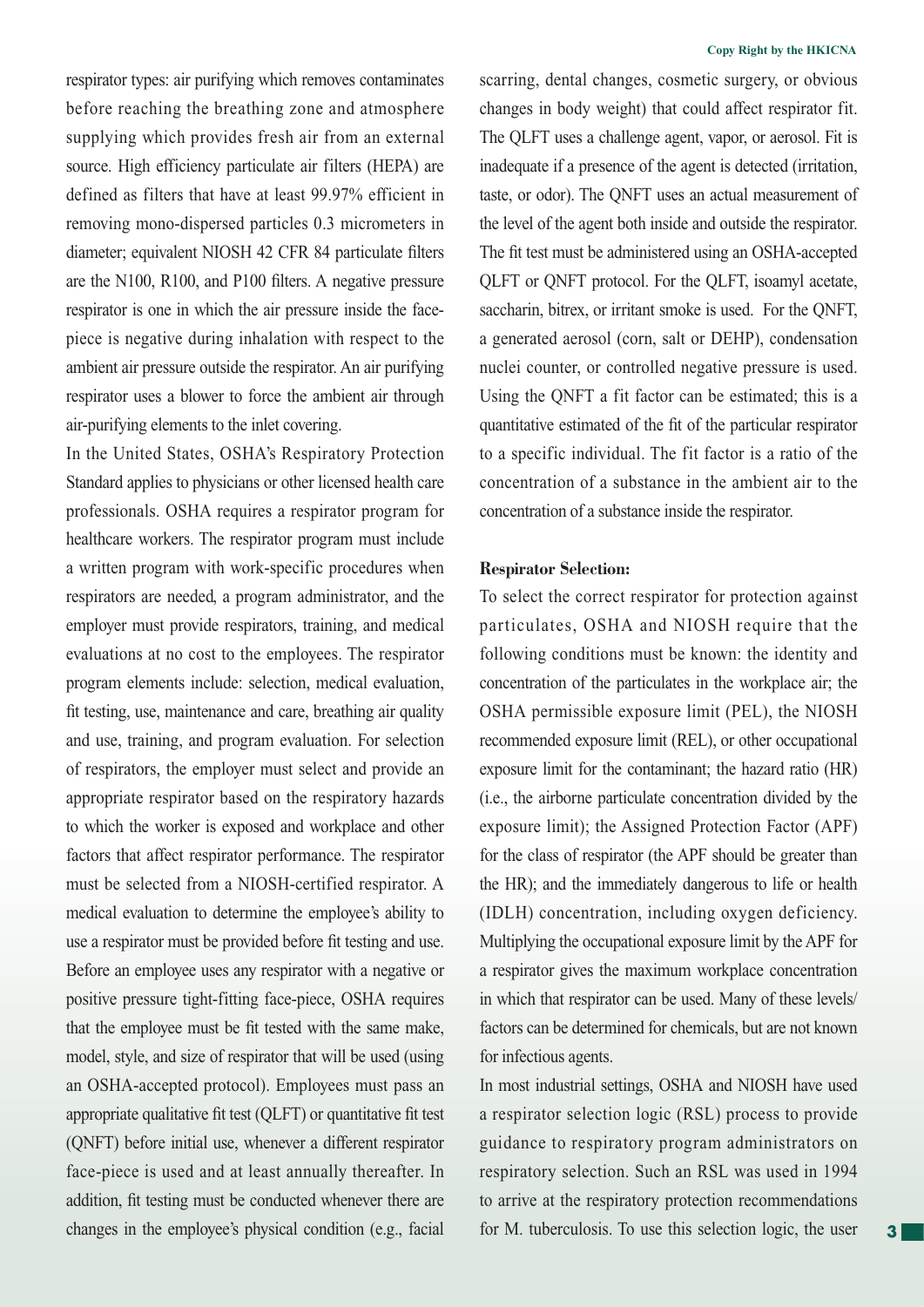respirator types: air purifying which removes contaminates before reaching the breathing zone and atmosphere supplying which provides fresh air from an external source. High efficiency particulate air filters (HEPA) are defined as filters that have at least 99.97% efficient in removing mono-dispersed particles 0.3 micrometers in diameter; equivalent NIOSH 42 CFR 84 particulate filters are the N100, R100, and P100 filters. A negative pressure respirator is one in which the air pressure inside the face-piece is negative during inhalation with respect to the ambient air pressure outside the respirator. An air purifying respirator uses a blower to force the ambient air through air-purifying elements to the inlet covering.

In the United States, OSHA's Respiratory Protection Standard applies to physicians or other licensed health care professionals. OSHA requires a respirator program for healthcare workers. The respirator program must include a written program with work-specific procedures when respirators are needed, a program administrator, and the employer must provide respirators, training, and medical evaluations at no cost to the employees. The respirator program elements include: selection, medical evaluation, fit testing, use, maintenance and care, breathing air quality and use, training, and program evaluation. For selection of respirators, the employer must select and provide an appropriate respirator based on the respiratory hazards to which the worker is exposed and workplace and other factors that affect respirator performance. The respirator must be selected from a NIOSH-certified respirator. A medical evaluation to determine the employee's ability to use a respirator must be provided before fit testing and use. Before an employee uses any respirator with a negative or positive pressure tight-fitting face-piece, OSHA requires that the employee must be fit tested with the same make, model, style, and size of respirator that will be used (using an OSHA-accepted protocol). Employees must pass an appropriate qualitative fit test (QLFT) or quantitative fit test (QNFT) before initial use, whenever a different respirator face-piece is used and at least annually thereafter. In addition, fit testing must be conducted whenever there are changes in the employee's physical condition (e.g., facial scarring, dental changes, cosmetic surgery, or obvious changes in body weight) that could affect respirator fit. The QLFT uses a challenge agent, vapor, or aerosol. Fit is inadequate if a presence of the agent is detected (irritation, taste, or odor). The QNFT uses an actual measurement of the level of the agent both inside and outside the respirator. The fit test must be administered using an OSHA-accepted QLFT or QNFT protocol. For the QLFT, isoamyl acetate, saccharin, bitrex, or irritant smoke is used. For the QNFT, a generated aerosol (corn, salt or DEHP), condensation nuclei counter, or controlled negative pressure is used. Using the QNFT a fit factor can be estimated; this is a quantitative estimated of the fit of the particular respirator to a specific individual. The fit factor is a ratio of the concentration of a substance in the ambient air to the concentration of a substance inside the respirator.

**Respirator Selection:**

To select the correct respirator for protection against particulates, OSHA and NIOSH require that the following conditions must be known: the identity and concentration of the particulates in the workplace air; the OSHA permissible exposure limit (PEL), the NIOSH recommended exposure limit (REL), or other occupational exposure limit for the contaminant; the hazard ratio (HR) (i.e., the airborne particulate concentration divided by the exposure limit); the Assigned Protection Factor (APF) for the class of respirator (the APF should be greater than the HR); and the immediately dangerous to life or health (IDLH) concentration, including oxygen deficiency. Multiplying the occupational exposure limit by the APF for a respirator gives the maximum workplace concentration in which that respirator can be used. Many of these levels/ factors can be determined for chemicals, but are not known for infectious agents.

In most industrial settings, OSHA and NIOSH have used a respirator selection logic (RSL) process to provide guidance to respiratory program administrators on respiratory selection. Such an RSL was used in 1994 to arrive at the respiratory protection recommendations for M. tuberculosis. To use this selection logic, the user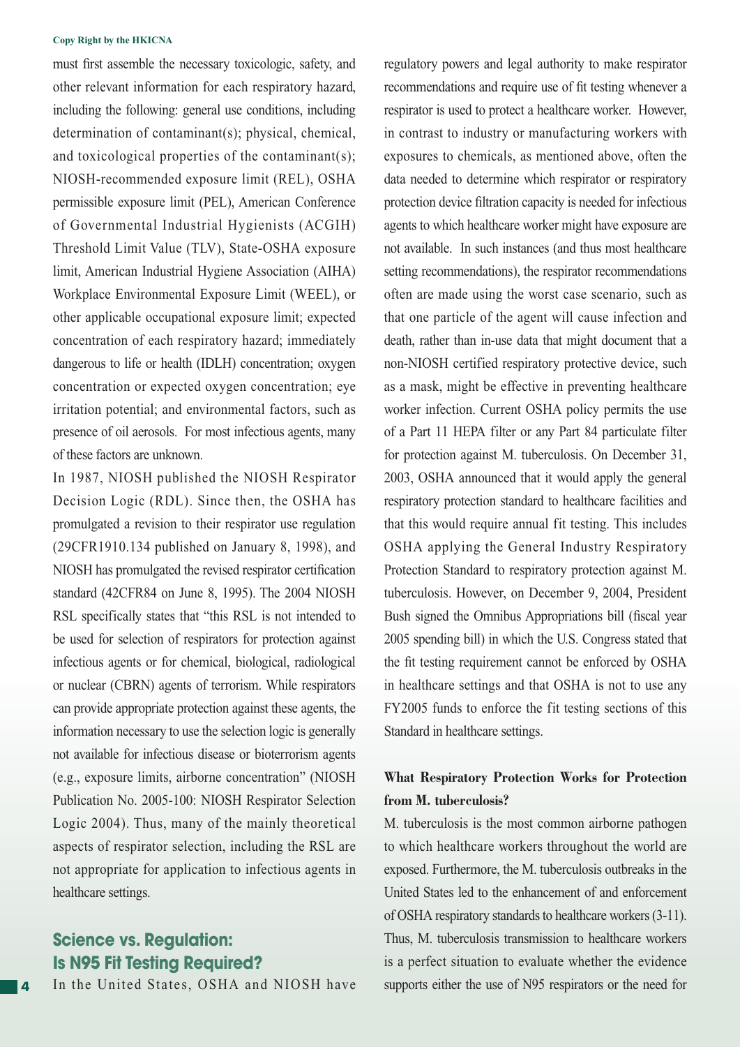must first assemble the necessary toxicologic, safety, and other relevant information for each respiratory hazard, including the following: general use conditions, including determination of contaminant(s); physical, chemical, and toxicological properties of the contaminant(s); NIOSH-recommended exposure limit (REL), OSHA permissible exposure limit (PEL), American Conference of Governmental Industrial Hygienists (ACGIH) Threshold Limit Value (TLV), State-OSHA exposure limit, American Industrial Hygiene Association (AIHA) Workplace Environmental Exposure Limit (WEEL), or other applicable occupational exposure limit; expected concentration of each respiratory hazard; immediately dangerous to life or health (IDLH) concentration; oxygen concentration or expected oxygen concentration; eye irritation potential; and environmental factors, such as presence of oil aerosols. For most infectious agents, many of these factors are unknown.

In 1987, NIOSH published the NIOSH Respirator Decision Logic (RDL). Since then, the OSHA has promulgated a revision to their respirator use regulation (29CFR1910.134 published on January 8, 1998), and NIOSH has promulgated the revised respirator certification standard (42CFR84 on June 8, 1995). The 2004 NIOSH RSL specifically states that "this RSL is not intended to be used for selection of respirators for protection against infectious agents or for chemical, biological, radiological or nuclear (CBRN) agents of terrorism. While respirators can provide appropriate protection against these agents, the information necessary to use the selection logic is generally not available for infectious disease or bioterrorism agents (e.g., exposure limits, airborne concentration" (NIOSH Publication No. 2005-100: NIOSH Respirator Selection Logic 2004). Thus, many of the mainly theoretical aspects of respirator selection, including the RSL are not appropriate for application to infectious agents in healthcare settings.

## Science vs. Regulation: Is N95 Fit Testing Required?

In the United States, OSHA and NIOSH have regulatory powers and legal authority to make respirator recommendations and require use of fit testing whenever a respirator is used to protect a healthcare worker. However, in contrast to industry or manufacturing workers with exposures to chemicals, as mentioned above, often the data needed to determine which respirator or respiratory protection device filtration capacity is needed for infectious agents to which healthcare worker might have exposure are not available. In such instances (and thus most healthcare setting recommendations), the respirator recommendations often are made using the worst case scenario, such as that one particle of the agent will cause infection and death, rather than in-use data that might document that a non-NIOSH certified respiratory protective device, such as a mask, might be effective in preventing healthcare worker infection. Current OSHA policy permits the use of a Part 11 HEPA filter or any Part 84 particulate filter for protection against M. tuberculosis. On December 31, 2003, OSHA announced that it would apply the general respiratory protection standard to healthcare facilities and that this would require annual fit testing. This includes OSHA applying the General Industry Respiratory Protection Standard to respiratory protection against M. tuberculosis. However, on December 9, 2004, President Bush signed the Omnibus Appropriations bill (fiscal year 2005 spending bill) in which the U.S. Congress stated that the fit testing requirement cannot be enforced by OSHA in healthcare settings and that OSHA is not to use any FY2005 funds to enforce the fit testing sections of this Standard in healthcare settings.

### What Respiratory Protection Works for Protection from M. tuberculosis?

M. tuberculosis is the most common airborne pathogen to which healthcare workers throughout the world are exposed. Furthermore, the M. tuberculosis outbreaks in the United States led to the enhancement of and enforcement of OSHA respiratory standards to healthcare workers (3-11). Thus, M. tuberculosis transmission to healthcare workers is a perfect situation to evaluate whether the evidence supports either the use of N95 respirators or the need for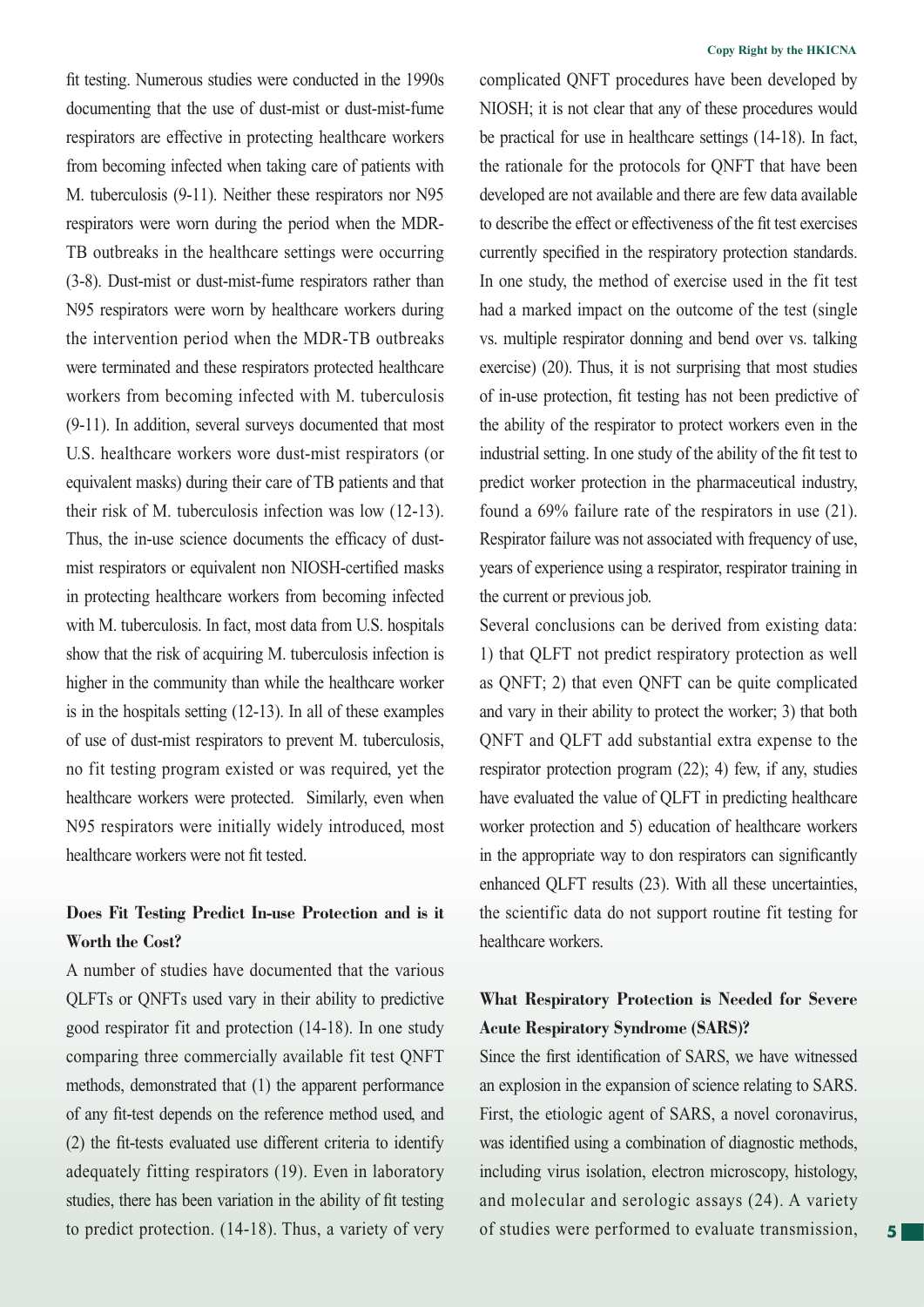fit testing. Numerous studies were conducted in the 1990s documenting that the use of dust-mist or dust-mist-fume respirators are effective in protecting healthcare workers from becoming infected when taking care of patients with M. tuberculosis (9-11). Neither these respirators nor N95 respirators were worn during the period when the MDR-TB outbreaks in the healthcare settings were occurring (3-8). Dust-mist or dust-mist-fume respirators rather than N95 respirators were worn by healthcare workers during the intervention period when the MDR-TB outbreaks were terminated and these respirators protected healthcare workers from becoming infected with M. tuberculosis (9-11). In addition, several surveys documented that most U.S. healthcare workers wore dust-mist respirators (or equivalent masks) during their care of TB patients and that their risk of M. tuberculosis infection was low (12-13). Thus, the in-use science documents the efficacy of dust-mist respirators or equivalent non NIOSH-certified masks in protecting healthcare workers from becoming infected with M. tuberculosis. In fact, most data from U.S. hospitals show that the risk of acquiring M. tuberculosis infection is higher in the community than while the healthcare worker is in the hospitals setting (12-13). In all of these examples of use of dust-mist respirators to prevent M. tuberculosis, no fit testing program existed or was required, yet the healthcare workers were protected. Similarly, even when N95 respirators were initially widely introduced, most healthcare workers were not fit tested.

## Does Fit Testing Predict In-use Protection and is it Worth the Cost?

A number of studies have documented that the various QLFTs or QNFTs used vary in their ability to predictive good respirator fit and protection (14-18). In one study comparing three commercially available fit test QNFT methods, demonstrated that (1) the apparent performance of any fit-test depends on the reference method used, and (2) the fit-tests evaluated use different criteria to identify adequately fitting respirators (19). Even in laboratory studies, there has been variation in the ability of fit testing to predict protection. (14-18). Thus, a variety of very complicated QNFT procedures have been developed by NIOSH; it is not clear that any of these procedures would be practical for use in healthcare settings (14-18). In fact, the rationale for the protocols for QNFT that have been developed are not available and there are few data available to describe the effect or effectiveness of the fit test exercises currently specified in the respiratory protection standards. In one study, the method of exercise used in the fit test had a marked impact on the outcome of the test (single vs. multiple respirator donning and bend over vs. talking exercise) (20). Thus, it is not surprising that most studies of in-use protection, fit testing has not been predictive of the ability of the respirator to protect workers even in the industrial setting. In one study of the ability of the fit test to predict worker protection in the pharmaceutical industry, found a 69% failure rate of the respirators in use (21). Respirator failure was not associated with frequency of use, years of experience using a respirator, respirator training in the current or previous job.

Several conclusions can be derived from existing data: 1) that QLFT not predict respiratory protection as well as QNFT; 2) that even QNFT can be quite complicated and vary in their ability to protect the worker; 3) that both QNFT and QLFT add substantial extra expense to the respirator protection program (22); 4) few, if any, studies have evaluated the value of QLFT in predicting healthcare worker protection and 5) education of healthcare workers in the appropriate way to don respirators can significantly enhanced QLFT results (23). With all these uncertainties, the scientific data do not support routine fit testing for healthcare workers.

## What Respiratory Protection is Needed for Severe Acute Respiratory Syndrome (SARS)?

Since the first identification of SARS, we have witnessed an explosion in the expansion of science relating to SARS. First, the etiologic agent of SARS, a novel coronavirus, was identified using a combination of diagnostic methods, including virus isolation, electron microscopy, histology, and molecular and serologic assays (24). A variety of studies were performed to evaluate transmission,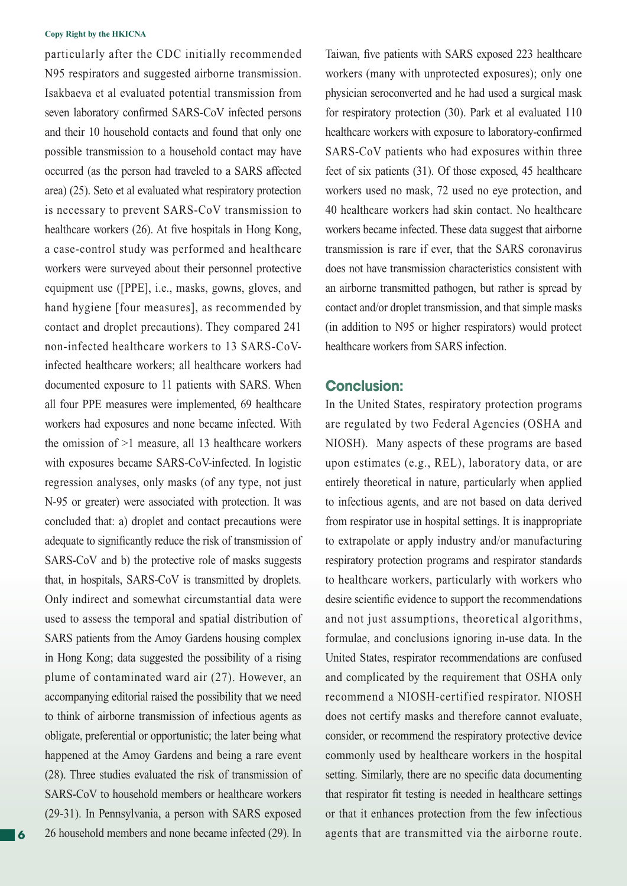particularly after the CDC initially recommended N95 respirators and suggested airborne transmission. Isakbaeva et al evaluated potential transmission from seven laboratory confirmed SARS-CoV infected persons and their 10 household contacts and found that only one possible transmission to a household contact may have occurred (as the person had traveled to a SARS affected area) (25). Seto et al evaluated what respiratory protection is necessary to prevent SARS-CoV transmission to healthcare workers (26). At five hospitals in Hong Kong, a case-control study was performed and healthcare workers were surveyed about their personnel protective equipment use ([PPE], i.e., masks, gowns, gloves, and hand hygiene [four measures], as recommended by contact and droplet precautions). They compared 241 non-infected healthcare workers to 13 SARS-CoV-infected healthcare workers; all healthcare workers had documented exposure to 11 patients with SARS. When all four PPE measures were implemented, 69 healthcare workers had exposures and none became infected. With the omission of >1 measure, all 13 healthcare workers with exposures became SARS-CoV-infected. In logistic regression analyses, only masks (of any type, not just N-95 or greater) were associated with protection. It was concluded that: a) droplet and contact precautions were adequate to significantly reduce the risk of transmission of SARS-CoV and b) the protective role of masks suggests that, in hospitals, SARS-CoV is transmitted by droplets. Only indirect and somewhat circumstantial data were used to assess the temporal and spatial distribution of SARS patients from the Amoy Gardens housing complex in Hong Kong; data suggested the possibility of a rising plume of contaminated ward air (27). However, an accompanying editorial raised the possibility that we need to think of airborne transmission of infectious agents as obligate, preferential or opportunistic; the later being what happened at the Amoy Gardens and being a rare event (28). Three studies evaluated the risk of transmission of SARS-CoV to household members or healthcare workers (29-31). In Pennsylvania, a person with SARS exposed 26 household members and none became infected (29). In Taiwan, five patients with SARS exposed 223 healthcare workers (many with unprotected exposures); only one physician seroconverted and he had used a surgical mask for respiratory protection (30). Park et al evaluated 110 healthcare workers with exposure to laboratory-confirmed SARS-CoV patients who had exposures within three feet of six patients (31). Of those exposed, 45 healthcare workers used no mask, 72 used no eye protection, and 40 healthcare workers had skin contact. No healthcare workers became infected. These data suggest that airborne transmission is rare if ever, that the SARS coronavirus does not have transmission characteristics consistent with an airborne transmitted pathogen, but rather is spread by contact and/or droplet transmission, and that simple masks (in addition to N95 or higher respirators) would protect healthcare workers from SARS infection.

## Conclusion:

In the United States, respiratory protection programs are regulated by two Federal Agencies (OSHA and NIOSH). Many aspects of these programs are based upon estimates (e.g., REL), laboratory data, or are entirely theoretical in nature, particularly when applied to infectious agents, and are not based on data derived from respirator use in hospital settings. It is inappropriate to extrapolate or apply industry and/or manufacturing respiratory protection programs and respirator standards to healthcare workers, particularly with workers who desire scientific evidence to support the recommendations and not just assumptions, theoretical algorithms, formulae, and conclusions ignoring in-use data. In the United States, respirator recommendations are confused and complicated by the requirement that OSHA only recommend a NIOSH-certified respirator. NIOSH does not certify masks and therefore cannot evaluate, consider, or recommend the respiratory protective device commonly used by healthcare workers in the hospital setting. Similarly, there are no specific data documenting that respirator fit testing is needed in healthcare settings or that it enhances protection from the few infectious agents that are transmitted via the airborne route.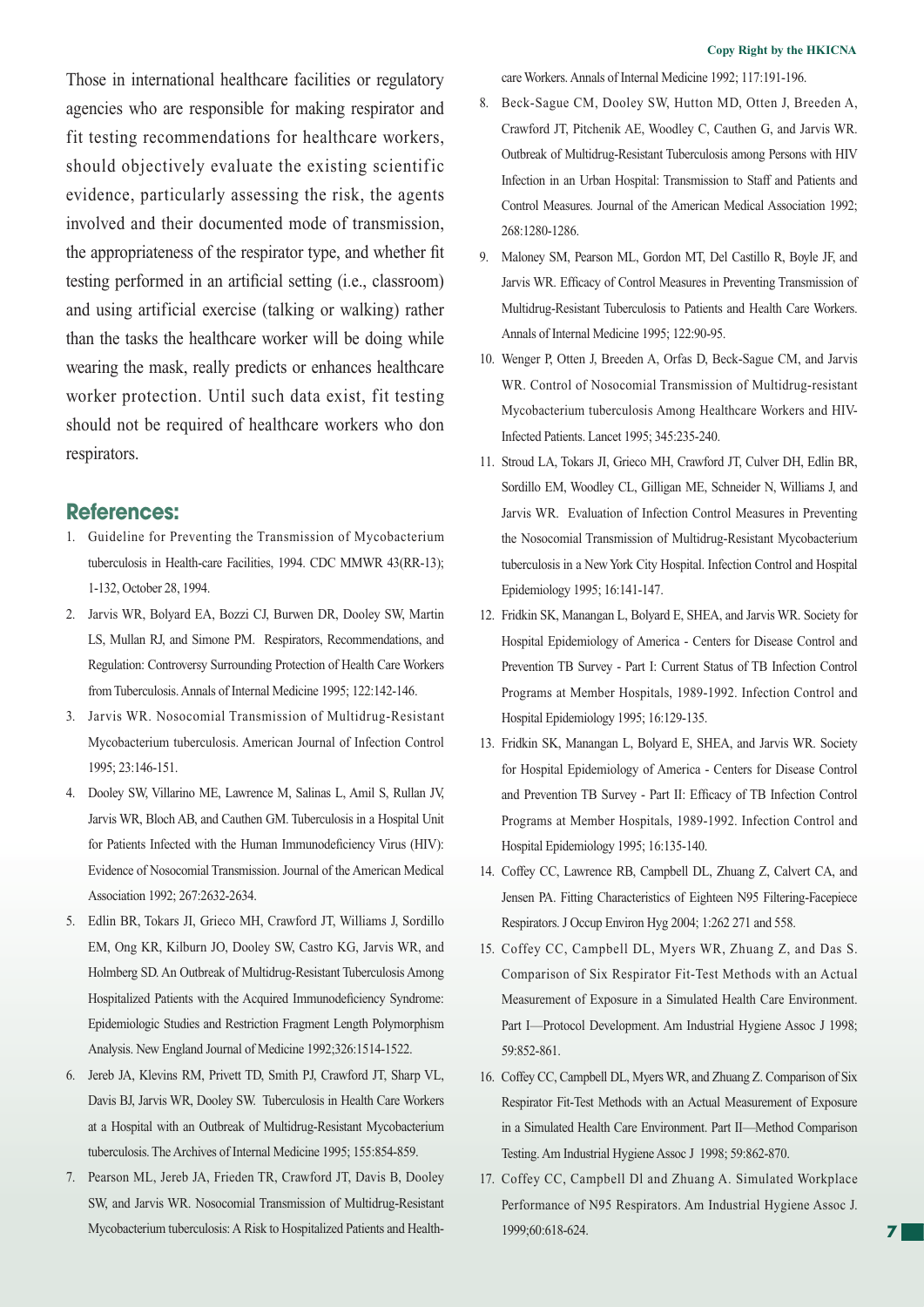Those in international healthcare facilities or regulatory agencies who are responsible for making respirator and fit testing recommendations for healthcare workers, should objectively evaluate the existing scientific evidence, particularly assessing the risk, the agents involved and their documented mode of transmission, the appropriateness of the respirator type, and whether fit testing performed in an artificial setting (i.e., classroom) and using artificial exercise (talking or walking) rather than the tasks the healthcare worker will be doing while wearing the mask, really predicts or enhances healthcare worker protection. Until such data exist, fit testing should not be required of healthcare workers who don respirators.

## References:

1. Guideline for Preventing the Transmission of Mycobacterium tuberculosis in Health-care Facilities, 1994. CDC MMWR 43(RR-13); 1-132, October 28, 1994.
2. Jarvis WR, Bolyard EA, Bozzi CJ, Burwen DR, Dooley SW, Martin LS, Mullan RJ, and Simone PM. Respirators, Recommendations, and Regulation: Controversy Surrounding Protection of Health Care Workers from Tuberculosis. Annals of Internal Medicine 1995; 122:142-146.
3. Jarvis WR. Nosocomial Transmission of Multidrug-Resistant Mycobacterium tuberculosis. American Journal of Infection Control 1995; 23:146-151.
4. Dooley SW, Villarino ME, Lawrence M, Salinas L, Amil S, Rullan JV, Jarvis WR, Bloch AB, and Cauthen GM. Tuberculosis in a Hospital Unit for Patients Infected with the Human Immunodeficiency Virus (HIV): Evidence of Nosocomial Transmission. Journal of the American Medical Association 1992; 267:2632-2634.
5. Edlin BR, Tokars JI, Grieco MH, Crawford JT, Williams J, Sordillo EM, Ong KR, Kilburn JO, Dooley SW, Castro KG, Jarvis WR, and Holmberg SD. An Outbreak of Multidrug-Resistant Tuberculosis Among Hospitalized Patients with the Acquired Immunodeficiency Syndrome: Epidemiologic Studies and Restriction Fragment Length Polymorphism Analysis. New England Journal of Medicine 1992;326:1514-1522.
6. Jereb JA, Klevins RM, Privett TD, Smith PJ, Crawford JT, Sharp VL, Davis BJ, Jarvis WR, Dooley SW. Tuberculosis in Health Care Workers at a Hospital with an Outbreak of Multidrug-Resistant Mycobacterium tuberculosis. The Archives of Internal Medicine 1995; 155:854-859.
7. Pearson ML, Jereb JA, Frieden TR, Crawford JT, Davis B, Dooley SW, and Jarvis WR. Nosocomial Transmission of Multidrug-Resistant Mycobacterium tuberculosis: A Risk to Hospitalized Patients and Health-care Workers. Annals of Internal Medicine 1992; 117:191-196.
8. Beck-Sague CM, Dooley SW, Hutton MD, Otten J, Breeden A, Crawford JT, Pitchenik AE, Woodley C, Cauthen G, and Jarvis WR. Outbreak of Multidrug-Resistant Tuberculosis among Persons with HIV Infection in an Urban Hospital: Transmission to Staff and Patients and Control Measures. Journal of the American Medical Association 1992; 268:1280-1286.
9. Maloney SM, Pearson ML, Gordon MT, Del Castillo R, Boyle JF, and Jarvis WR. Efficacy of Control Measures in Preventing Transmission of Multidrug-Resistant Tuberculosis to Patients and Health Care Workers. Annals of Internal Medicine 1995; 122:90-95.
10. Wenger P, Otten J, Breeden A, Orfas D, Beck-Sague CM, and Jarvis WR. Control of Nosocomial Transmission of Multidrug-resistant Mycobacterium tuberculosis Among Healthcare Workers and HIV-Infected Patients. Lancet 1995; 345:235-240.
11. Stroud LA, Tokars JI, Grieco MH, Crawford JT, Culver DH, Edlin BR, Sordillo EM, Woodley CL, Gilligan ME, Schneider N, Williams J, and Jarvis WR. Evaluation of Infection Control Measures in Preventing the Nosocomial Transmission of Multidrug-Resistant Mycobacterium tuberculosis in a New York City Hospital. Infection Control and Hospital Epidemiology 1995; 16:141-147.
12. Fridkin SK, Manangan L, Bolyard E, SHEA, and Jarvis WR. Society for Hospital Epidemiology of America - Centers for Disease Control and Prevention TB Survey - Part I: Current Status of TB Infection Control Programs at Member Hospitals, 1989-1992. Infection Control and Hospital Epidemiology 1995; 16:129-135.
13. Fridkin SK, Manangan L, Bolyard E, SHEA, and Jarvis WR. Society for Hospital Epidemiology of America - Centers for Disease Control and Prevention TB Survey - Part II: Efficacy of TB Infection Control Programs at Member Hospitals, 1989-1992. Infection Control and Hospital Epidemiology 1995; 16:135-140.
14. Coffey CC, Lawrence RB, Campbell DL, Zhuang Z, Calvert CA, and Jensen PA. Fitting Characteristics of Eighteen N95 Filtering-Facepiece Respirators. J Occup Environ Hyg 2004; 1:262 271 and 558.
15. Coffey CC, Campbell DL, Myers WR, Zhuang Z, and Das S. Comparison of Six Respirator Fit-Test Methods with an Actual Measurement of Exposure in a Simulated Health Care Environment. Part I—Protocol Development. Am Industrial Hygiene Assoc J 1998; 59:852-861.
16. Coffey CC, Campbell DL, Myers WR, and Zhuang Z. Comparison of Six Respirator Fit-Test Methods with an Actual Measurement of Exposure in a Simulated Health Care Environment. Part II—Method Comparison Testing. Am Industrial Hygiene Assoc J 1998; 59:862-870.
17. Coffey CC, Campbell Dl and Zhuang A. Simulated Workplace Performance of N95 Respirators. Am Industrial Hygiene Assoc J. 1999;60:618-624.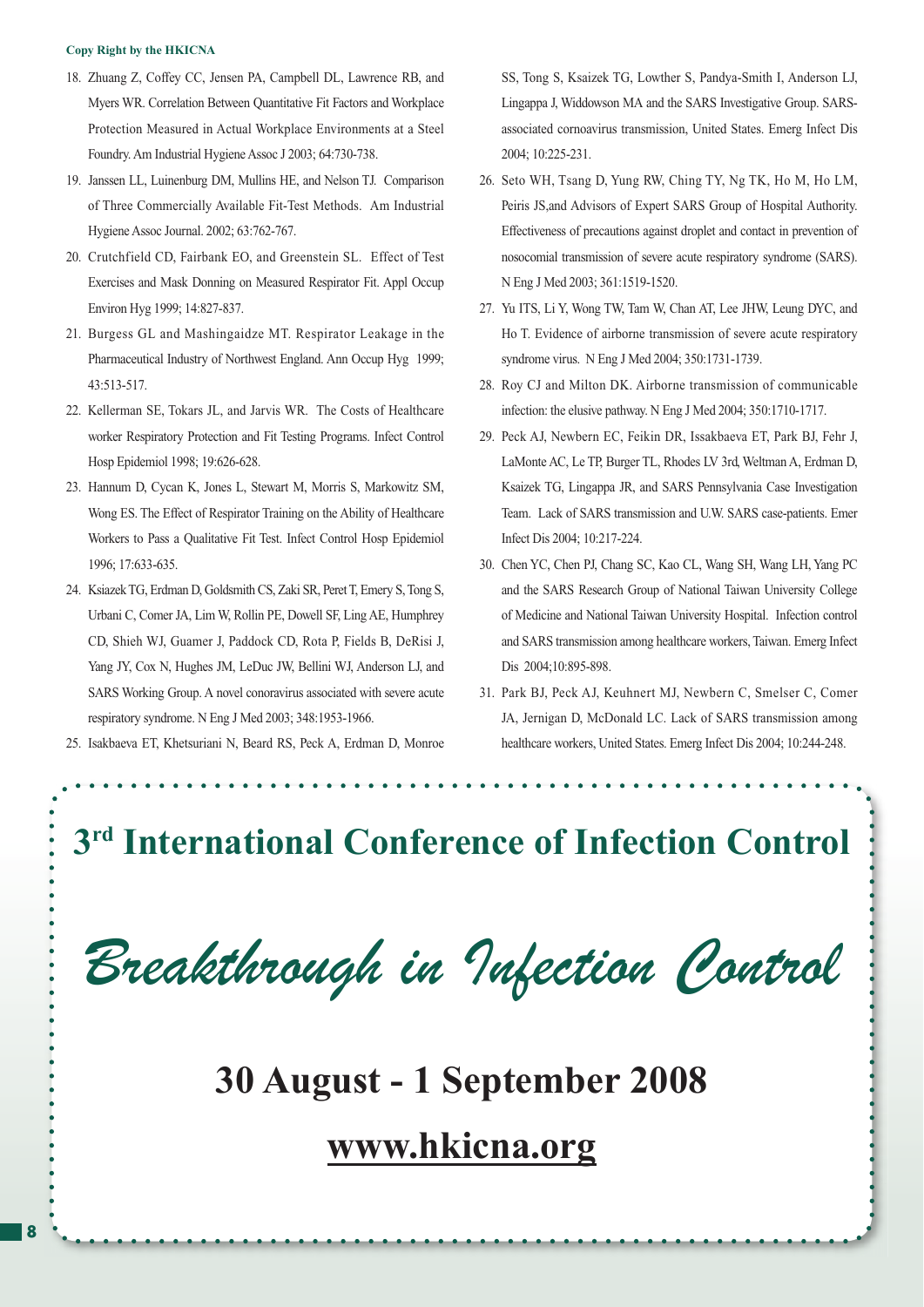18. Zhuang Z, Coffey CC, Jensen PA, Campbell DL, Lawrence RB, and Myers WR. Correlation Between Quantitative Fit Factors and Workplace Protection Measured in Actual Workplace Environments at a Steel Foundry. Am Industrial Hygiene Assoc J 2003; 64:730-738.
19. Janssen LL, Luinenburg DM, Mullins HE, and Nelson TJ. Comparison of Three Commercially Available Fit-Test Methods. Am Industrial Hygiene Assoc Journal. 2002; 63:762-767.
20. Crutchfield CD, Fairbank EO, and Greenstein SL. Effect of Test Exercises and Mask Donning on Measured Respirator Fit. Appl Occup Environ Hyg 1999; 14:827-837.
21. Burgess GL and Mashingaidze MT. Respirator Leakage in the Pharmaceutical Industry of Northwest England. Ann Occup Hyg 1999; 43:513-517.
22. Kellerman SE, Tokars JL, and Jarvis WR. The Costs of Healthcare worker Respiratory Protection and Fit Testing Programs. Infect Control Hosp Epidemiol 1998; 19:626-628.
23. Hannum D, Cycan K, Jones L, Stewart M, Morris S, Markowitz SM, Wong ES. The Effect of Respirator Training on the Ability of Healthcare Workers to Pass a Qualitative Fit Test. Infect Control Hosp Epidemiol 1996; 17:633-635.
24. Ksiazek TG, Erdman D, Goldsmith CS, Zaki SR, Peret T, Emery S, Tong S, Urbani C, Comer JA, Lim W, Rollin PE, Dowell SF, Ling AE, Humphrey CD, Shieh WJ, Guamer J, Paddock CD, Rota P, Fields B, DeRisi J, Yang JY, Cox N, Hughes JM, LeDuc JW, Bellini WJ, Anderson LJ, and SARS Working Group. A novel conoravirus associated with severe acute respiratory syndrome. N Eng J Med 2003; 348:1953-1966.
25. Isakbaeva ET, Khetsuriani N, Beard RS, Peck A, Erdman D, Monroe SS, Tong S, Ksaizek TG, Lowther S, Pandya-Smith I, Anderson LJ, Lingappa J, Widdowson MA and the SARS Investigative Group. SARS-associated cornoavirus transmission, United States. Emerg Infect Dis 2004; 10:225-231.
26. Seto WH, Tsang D, Yung RW, Ching TY, Ng TK, Ho M, Ho LM, Peiris JS,and Advisors of Expert SARS Group of Hospital Authority. Effectiveness of precautions against droplet and contact in prevention of nosocomial transmission of severe acute respiratory syndrome (SARS). N Eng J Med 2003; 361:1519-1520.
27. Yu ITS, Li Y, Wong TW, Tam W, Chan AT, Lee JHW, Leung DYC, and Ho T. Evidence of airborne transmission of severe acute respiratory syndrome virus. N Eng J Med 2004; 350:1731-1739.
28. Roy CJ and Milton DK. Airborne transmission of communicable infection: the elusive pathway. N Eng J Med 2004; 350:1710-1717.
29. Peck AJ, Newbern EC, Feikin DR, Issakbaeva ET, Park BJ, Fehr J, LaMonte AC, Le TP, Burger TL, Rhodes LV 3rd, Weltman A, Erdman D, Ksaizek TG, Lingappa JR, and SARS Pennsylvania Case Investigation Team. Lack of SARS transmission and U.W. SARS case-patients. Emer Infect Dis 2004; 10:217-224.
30. Chen YC, Chen PJ, Chang SC, Kao CL, Wang SH, Wang LH, Yang PC and the SARS Research Group of National Taiwan University College of Medicine and National Taiwan University Hospital. Infection control and SARS transmission among healthcare workers, Taiwan. Emerg Infect Dis 2004;10:895-898.
31. Park BJ, Peck AJ, Keuhnert MJ, Newbern C, Smelser C, Comer JA, Jernigan D, McDonald LC. Lack of SARS transmission among healthcare workers, United States. Emerg Infect Dis 2004; 10:244-248.

# 3rd International Conference of Infection Control

## *Breakthrough in Infection Control*

## 30 August - 1 September 2008

## www.hkicna.org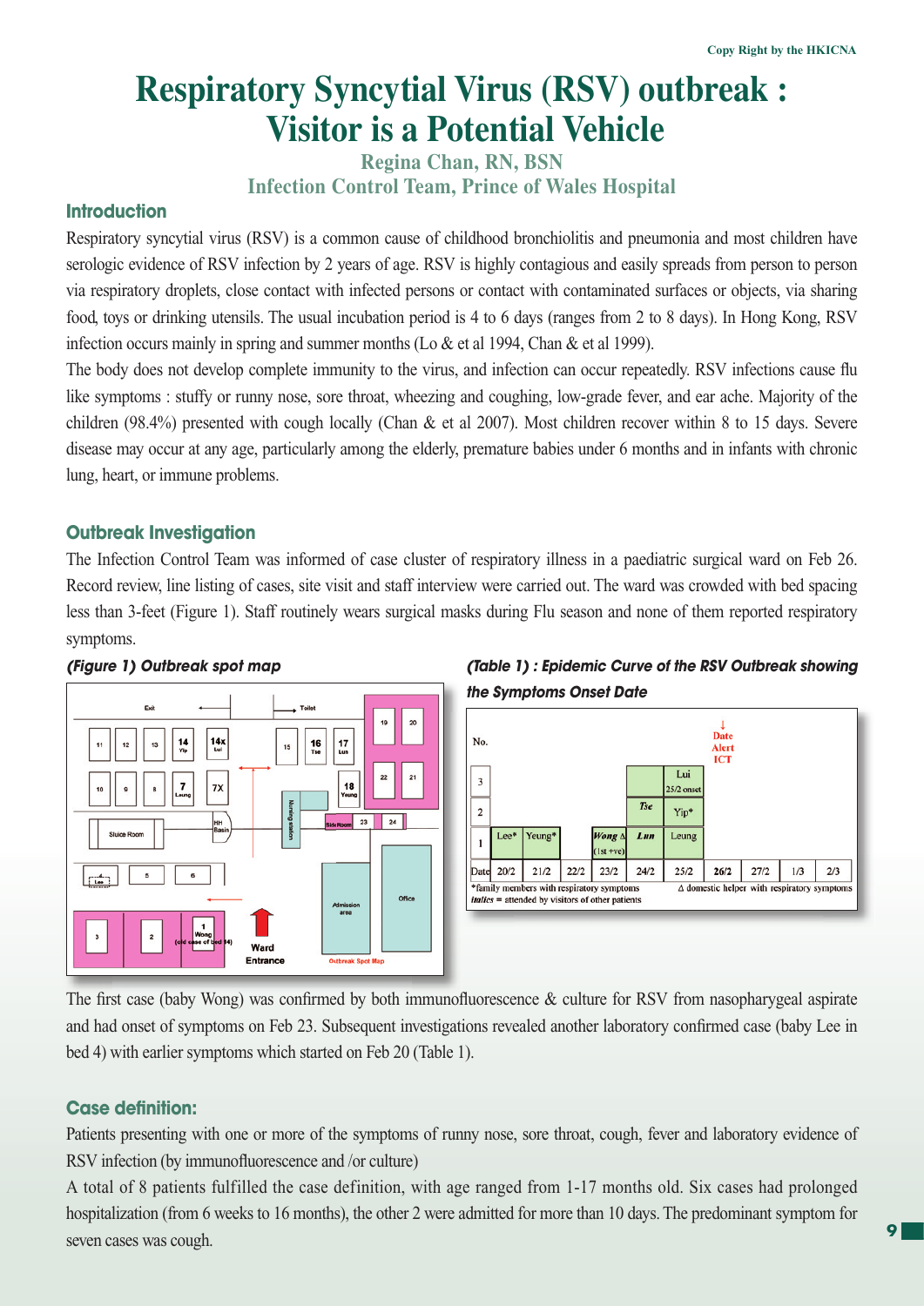# Respiratory Syncytial Virus (RSV) outbreak : Visitor is a Potential Vehicle

**Regina Chan, RN, BSN**

**Infection Control Team, Prince of Wales Hospital**

## Introduction

Respiratory syncytial virus (RSV) is a common cause of childhood bronchiolitis and pneumonia and most children have serologic evidence of RSV infection by 2 years of age. RSV is highly contagious and easily spreads from person to person via respiratory droplets, close contact with infected persons or contact with contaminated surfaces or objects, via sharing food, toys or drinking utensils. The usual incubation period is 4 to 6 days (ranges from 2 to 8 days). In Hong Kong, RSV infection occurs mainly in spring and summer months (Lo & et al 1994, Chan & et al 1999).

The body does not develop complete immunity to the virus, and infection can occur repeatedly. RSV infections cause flu like symptoms : stuffy or runny nose, sore throat, wheezing and coughing, low-grade fever, and ear ache. Majority of the children (98.4%) presented with cough locally (Chan & et al 2007). Most children recover within 8 to 15 days. Severe disease may occur at any age, particularly among the elderly, premature babies under 6 months and in infants with chronic lung, heart, or immune problems.

## Outbreak Investigation

The Infection Control Team was informed of case cluster of respiratory illness in a paediatric surgical ward on Feb 26. Record review, line listing of cases, site visit and staff interview were carried out. The ward was crowded with bed spacing less than 3-feet (Figure 1). Staff routinely wears surgical masks during Flu season and none of them reported respiratory symptoms.

***(Figure 1) Outbreak spot map***

***(Table 1) : Epidemic Curve of the RSV Outbreak showing the Symptoms Onset Date***

| No. | | | | | | | ↓ Date Alert ICT | | | |
|---|---|---|---|---|---|---|---|---|---|---|
| 3 | | | | | | Lui 25/2 onset | | | | |
| 2 | | | | | *Tse* | Yip* | | | | |
| 1 | Lee* | Yeung* | | *Wong* Δ (1st +ve) | *Lun* | Leung | | | | |
| Date | 20/2 | 21/2 | 22/2 | 23/2 | 24/2 | 25/2 | 26/2 | 27/2 | 1/3 | 2/3 |

*family members with respiratory symptoms Δ domestic helper with respiratory symptoms
*italics* = attended by visitors of other patients

The first case (baby Wong) was confirmed by both immunofluorescence & culture for RSV from nasopharygeal aspirate and had onset of symptoms on Feb 23. Subsequent investigations revealed another laboratory confirmed case (baby Lee in bed 4) with earlier symptoms which started on Feb 20 (Table 1).

## Case definition:

Patients presenting with one or more of the symptoms of runny nose, sore throat, cough, fever and laboratory evidence of RSV infection (by immunofluorescence and /or culture)

A total of 8 patients fulfilled the case definition, with age ranged from 1-17 months old. Six cases had prolonged hospitalization (from 6 weeks to 16 months), the other 2 were admitted for more than 10 days. The predominant symptom for seven cases was cough.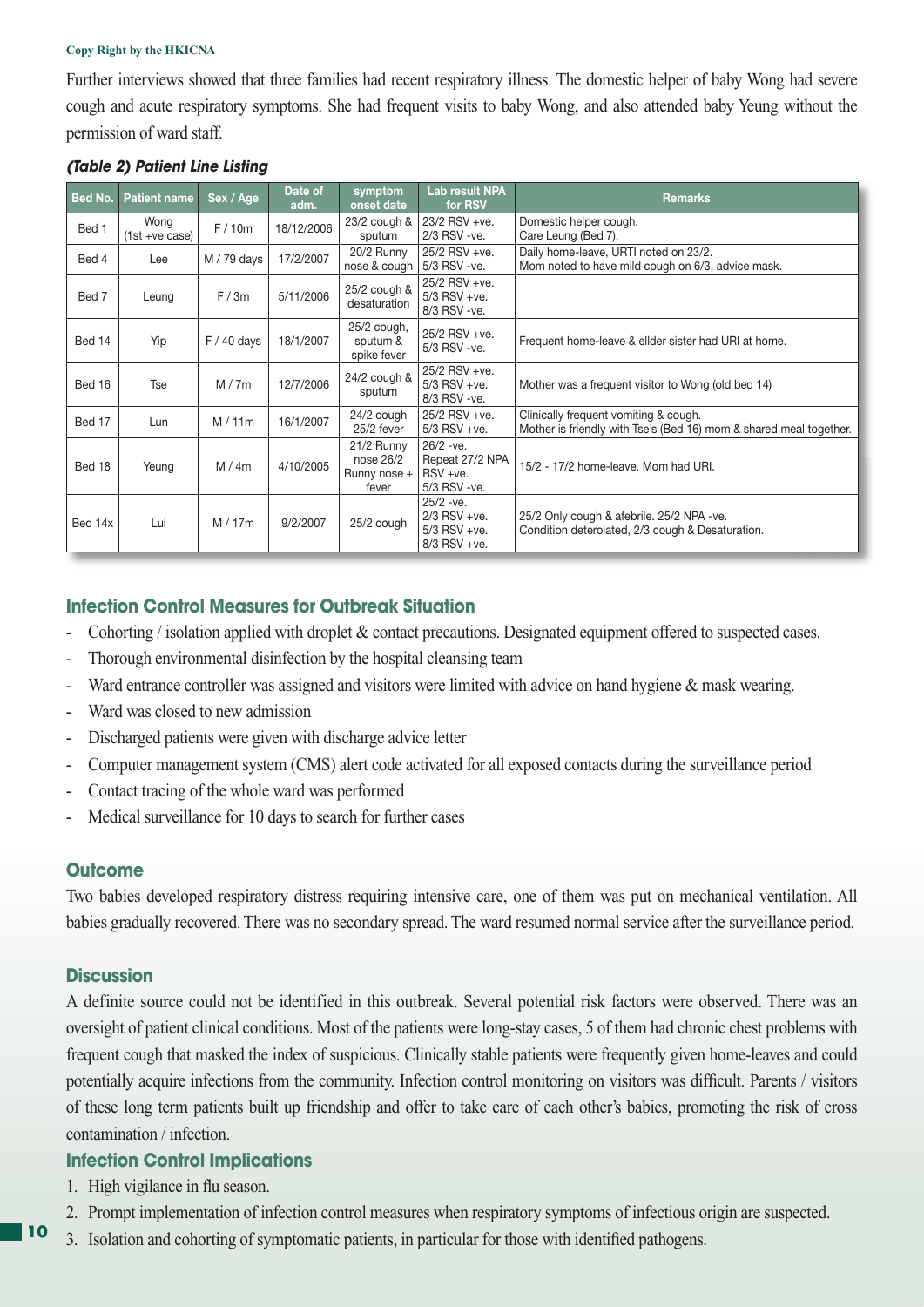Copy Right by the HKICNA

Further interviews showed that three families had recent respiratory illness. The domestic helper of baby Wong had severe cough and acute respiratory symptoms. She had frequent visits to baby Wong, and also attended baby Yeung without the permission of ward staff.

***(Table 2) Patient Line Listing***

| Bed No. | Patient name | Sex / Age | Date of adm. | symptom onset date | Lab result NPA for RSV | Remarks |
|---|---|---|---|---|---|---|
| Bed 1 | Wong (1st +ve case) | F / 10m | 18/12/2006 | 23/2 cough & sputum | 23/2 RSV +ve. 2/3 RSV -ve. | Domestic helper cough. Care Leung (Bed 7). |
| Bed 4 | Lee | M / 79 days | 17/2/2007 | 20/2 Runny nose & cough | 25/2 RSV +ve. 5/3 RSV -ve. | Daily home-leave, URTI noted on 23/2. Mom noted to have mild cough on 6/3, advice mask. |
| Bed 7 | Leung | F / 3m | 5/11/2006 | 25/2 cough & desaturation | 25/2 RSV +ve. 5/3 RSV +ve. 8/3 RSV -ve. | |
| Bed 14 | Yip | F / 40 days | 18/1/2007 | 25/2 cough, sputum & spike fever | 25/2 RSV +ve. 5/3 RSV -ve. | Frequent home-leave & ellder sister had URI at home. |
| Bed 16 | Tse | M / 7m | 12/7/2006 | 24/2 cough & sputum | 25/2 RSV +ve. 5/3 RSV +ve. 8/3 RSV -ve. | Mother was a frequent visitor to Wong (old bed 14) |
| Bed 17 | Lun | M / 11m | 16/1/2007 | 24/2 cough 25/2 fever | 25/2 RSV +ve. 5/3 RSV +ve. | Clinically frequent vomiting & cough. Mother is friendly with Tse's (Bed 16) mom & shared meal together. |
| Bed 18 | Yeung | M / 4m | 4/10/2005 | 21/2 Runny nose 26/2 Runny nose + fever | 26/2 -ve. Repeat 27/2 NPA RSV +ve. 5/3 RSV -ve. | 15/2 - 17/2 home-leave. Mom had URI. |
| Bed 14x | Lui | M / 17m | 9/2/2007 | 25/2 cough | 25/2 -ve. 2/3 RSV +ve. 5/3 RSV +ve. 8/3 RSV +ve. | 25/2 Only cough & afebrile. 25/2 NPA -ve. Condition deteroiated, 2/3 cough & Desaturation. |

## Infection Control Measures for Outbreak Situation

- Cohorting / isolation applied with droplet & contact precautions. Designated equipment offered to suspected cases.
- Thorough environmental disinfection by the hospital cleansing team
- Ward entrance controller was assigned and visitors were limited with advice on hand hygiene & mask wearing.
- Ward was closed to new admission
- Discharged patients were given with discharge advice letter
- Computer management system (CMS) alert code activated for all exposed contacts during the surveillance period
- Contact tracing of the whole ward was performed
- Medical surveillance for 10 days to search for further cases

## Outcome

Two babies developed respiratory distress requiring intensive care, one of them was put on mechanical ventilation. All babies gradually recovered. There was no secondary spread. The ward resumed normal service after the surveillance period.

## Discussion

A definite source could not be identified in this outbreak. Several potential risk factors were observed. There was an oversight of patient clinical conditions. Most of the patients were long-stay cases, 5 of them had chronic chest problems with frequent cough that masked the index of suspicious. Clinically stable patients were frequently given home-leaves and could potentially acquire infections from the community. Infection control monitoring on visitors was difficult. Parents / visitors of these long term patients built up friendship and offer to take care of each other's babies, promoting the risk of cross contamination / infection.

## Infection Control Implications

1. High vigilance in flu season.
2. Prompt implementation of infection control measures when respiratory symptoms of infectious origin are suspected.
3. Isolation and cohorting of symptomatic patients, in particular for those with identified pathogens.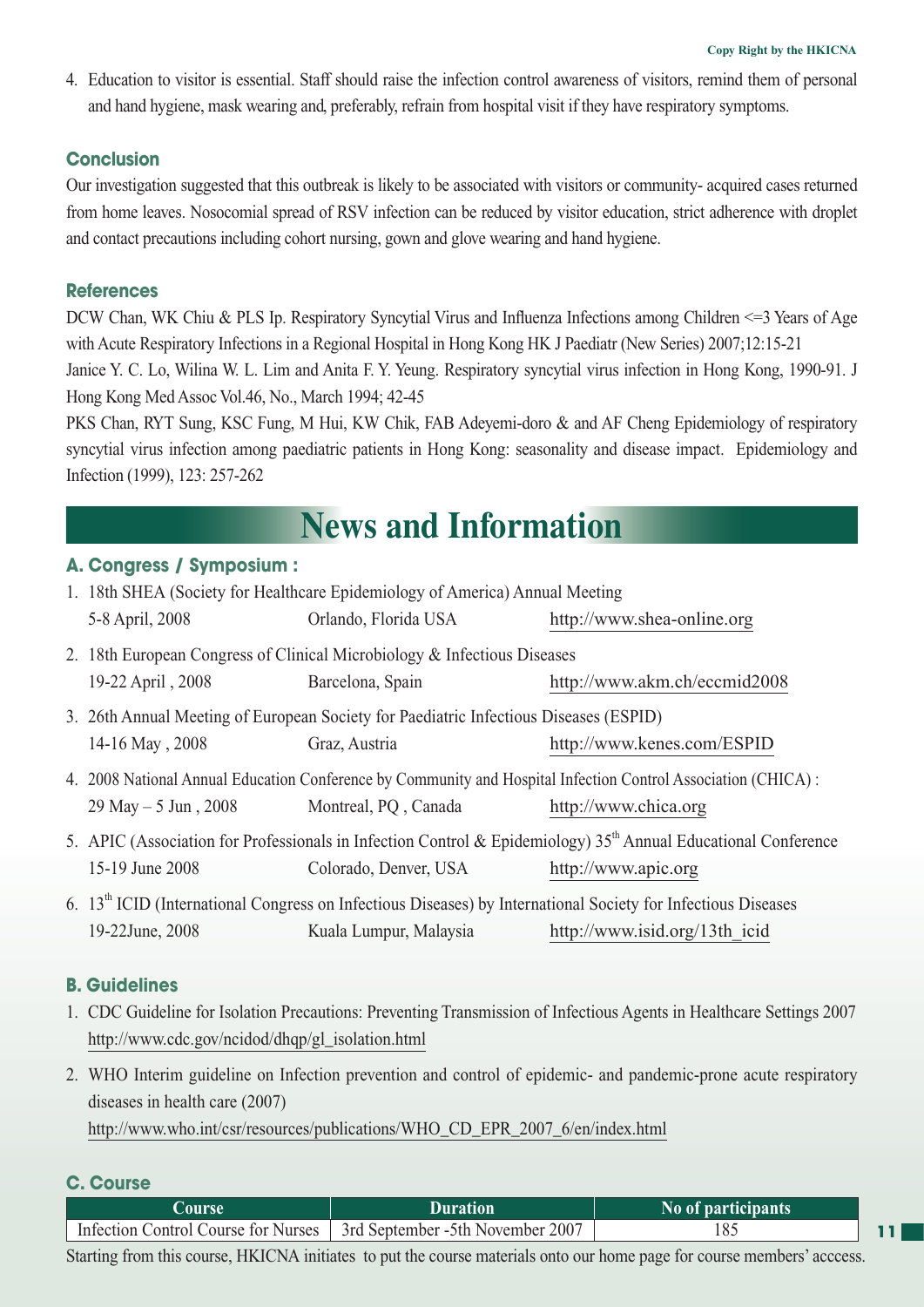4. Education to visitor is essential. Staff should raise the infection control awareness of visitors, remind them of personal and hand hygiene, mask wearing and, preferably, refrain from hospital visit if they have respiratory symptoms.

### Conclusion

Our investigation suggested that this outbreak is likely to be associated with visitors or community- acquired cases returned from home leaves. Nosocomial spread of RSV infection can be reduced by visitor education, strict adherence with droplet and contact precautions including cohort nursing, gown and glove wearing and hand hygiene.

### References

DCW Chan, WK Chiu & PLS Ip. Respiratory Syncytial Virus and Influenza Infections among Children <=3 Years of Age with Acute Respiratory Infections in a Regional Hospital in Hong Kong HK J Paediatr (New Series) 2007;12:15-21

Janice Y. C. Lo, Wilina W. L. Lim and Anita F. Y. Yeung. Respiratory syncytial virus infection in Hong Kong, 1990-91. J Hong Kong Med Assoc Vol.46, No., March 1994; 42-45

PKS Chan, RYT Sung, KSC Fung, M Hui, KW Chik, FAB Adeyemi-doro & and AF Cheng Epidemiology of respiratory syncytial virus infection among paediatric patients in Hong Kong: seasonality and disease impact. Epidemiology and Infection (1999), 123: 257-262

# News and Information

### A. Congress / Symposium :

1. 18th SHEA (Society for Healthcare Epidemiology of America) Annual Meeting
   5-8 April, 2008 — Orlando, Florida USA — http://www.shea-online.org
2. 18th European Congress of Clinical Microbiology & Infectious Diseases
   19-22 April , 2008 — Barcelona, Spain — http://www.akm.ch/eccmid2008
3. 26th Annual Meeting of European Society for Paediatric Infectious Diseases (ESPID)
   14-16 May , 2008 — Graz, Austria — http://www.kenes.com/ESPID
4. 2008 National Annual Education Conference by Community and Hospital Infection Control Association (CHICA) :
   29 May – 5 Jun , 2008 — Montreal, PQ , Canada — http://www.chica.org
5. APIC (Association for Professionals in Infection Control & Epidemiology) 35th Annual Educational Conference
   15-19 June 2008 — Colorado, Denver, USA — http://www.apic.org
6. 13th ICID (International Congress on Infectious Diseases) by International Society for Infectious Diseases
   19-22June, 2008 — Kuala Lumpur, Malaysia — http://www.isid.org/13th_icid

### B. Guidelines

1. CDC Guideline for Isolation Precautions: Preventing Transmission of Infectious Agents in Healthcare Settings 2007
   http://www.cdc.gov/ncidod/dhqp/gl_isolation.html
2. WHO Interim guideline on Infection prevention and control of epidemic- and pandemic-prone acute respiratory diseases in health care (2007)
   http://www.who.int/csr/resources/publications/WHO_CD_EPR_2007_6/en/index.html

### C. Course

| Course | Duration | No of participants |
|---|---|---|
| Infection Control Course for Nurses | 3rd September -5th November 2007 | 185 |

Starting from this course, HKICNA initiates to put the course materials onto our home page for course members' acccess.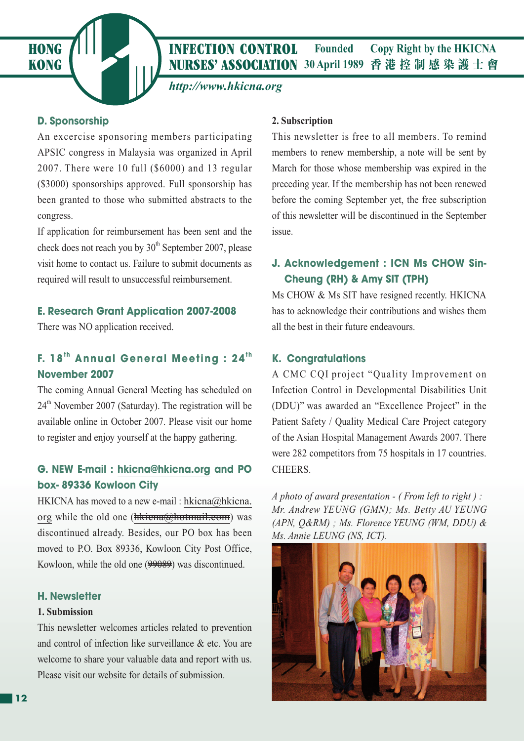## D. Sponsorship

An excercise sponsoring members participating APSIC congress in Malaysia was organized in April 2007. There were 10 full ($6000) and 13 regular ($3000) sponsorships approved. Full sponsorship has been granted to those who submitted abstracts to the congress.

If application for reimbursement has been sent and the check does not reach you by 30th September 2007, please visit home to contact us. Failure to submit documents as required will result to unsuccessful reimbursement.

## E. Research Grant Application 2007-2008

There was NO application received.

## F. 18th Annual General Meeting : 24th November 2007

The coming Annual General Meeting has scheduled on 24th November 2007 (Saturday). The registration will be available online in October 2007. Please visit our home to register and enjoy yourself at the happy gathering.

## G. NEW E-mail : hkicna@hkicna.org and PO box- 89336 Kowloon City

HKICNA has moved to a new e-mail : hkicna@hkicna.org while the old one (~~hkicna@hotmail.com~~) was discontinued already. Besides, our PO box has been moved to P.O. Box 89336, Kowloon City Post Office, Kowloon, while the old one (~~99089~~) was discontinued.

## H. Newsletter

**1. Submission**

This newsletter welcomes articles related to prevention and control of infection like surveillance & etc. You are welcome to share your valuable data and report with us. Please visit our website for details of submission.

**2. Subscription**

This newsletter is free to all members. To remind members to renew membership, a note will be sent by March for those whose membership was expired in the preceding year. If the membership has not been renewed before the coming September yet, the free subscription of this newsletter will be discontinued in the September issue.

## J. Acknowledgement : ICN Ms CHOW Sin-Cheung (RH) & Amy SIT (TPH)

Ms CHOW & Ms SIT have resigned recently. HKICNA has to acknowledge their contributions and wishes them all the best in their future endeavours.

## K. Congratulations

A CMC CQI project "Quality Improvement on Infection Control in Developmental Disabilities Unit (DDU)" was awarded an "Excellence Project" in the Patient Safety / Quality Medical Care Project category of the Asian Hospital Management Awards 2007. There were 282 competitors from 75 hospitals in 17 countries. CHEERS.

*A photo of award presentation - ( From left to right ) : Mr. Andrew YEUNG (GMN); Ms. Betty AU YEUNG (APN, Q&RM) ; Ms. Florence YEUNG (WM, DDU) & Ms. Annie LEUNG (NS, ICT).*